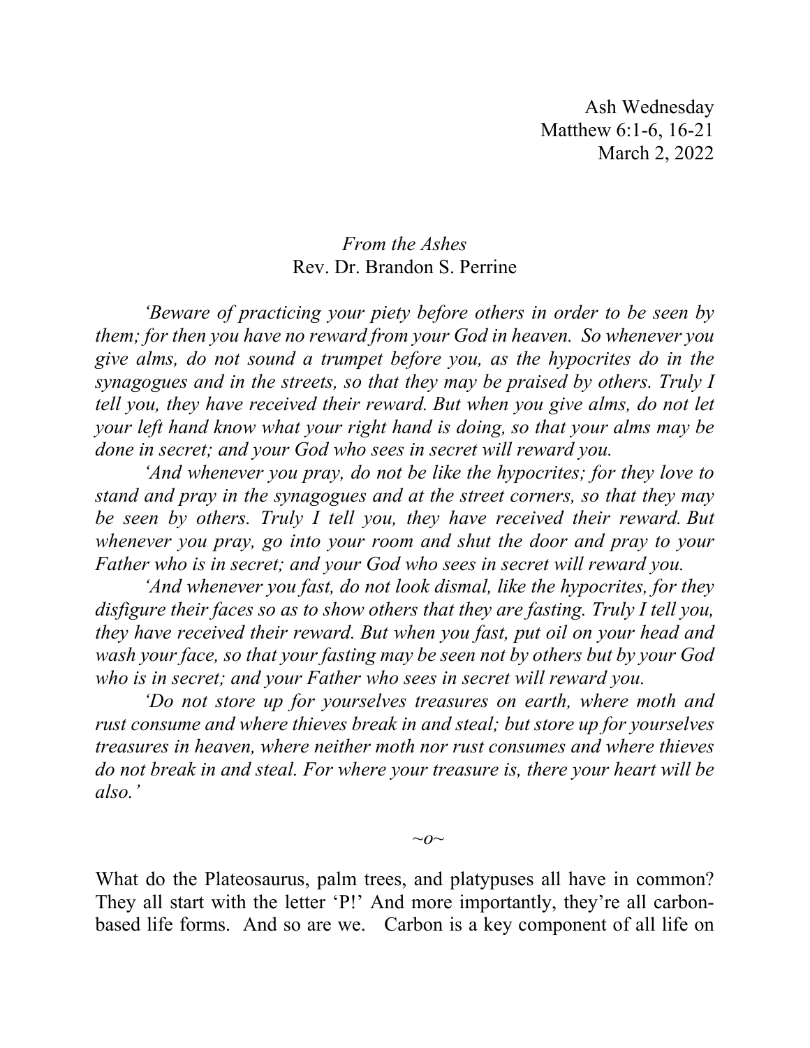Ash Wednesday
Matthew 6:1-6, 16-21
March 2, 2022

*From the Ashes*
Rev. Dr. Brandon S. Perrine

*'Beware of practicing your piety before others in order to be seen by them; for then you have no reward from your God in heaven. So whenever you give alms, do not sound a trumpet before you, as the hypocrites do in the synagogues and in the streets, so that they may be praised by others. Truly I tell you, they have received their reward. But when you give alms, do not let your left hand know what your right hand is doing, so that your alms may be done in secret; and your God who sees in secret will reward you.*

*'And whenever you pray, do not be like the hypocrites; for they love to stand and pray in the synagogues and at the street corners, so that they may be seen by others. Truly I tell you, they have received their reward. But whenever you pray, go into your room and shut the door and pray to your Father who is in secret; and your God who sees in secret will reward you.*

*'And whenever you fast, do not look dismal, like the hypocrites, for they disfigure their faces so as to show others that they are fasting. Truly I tell you, they have received their reward. But when you fast, put oil on your head and wash your face, so that your fasting may be seen not by others but by your God who is in secret; and your Father who sees in secret will reward you.*

*'Do not store up for yourselves treasures on earth, where moth and rust consume and where thieves break in and steal; but store up for yourselves treasures in heaven, where neither moth nor rust consumes and where thieves do not break in and steal. For where your treasure is, there your heart will be also.'*

*~o~*

What do the Plateosaurus, palm trees, and platypuses all have in common? They all start with the letter 'P!' And more importantly, they're all carbon-based life forms. And so are we. Carbon is a key component of all life on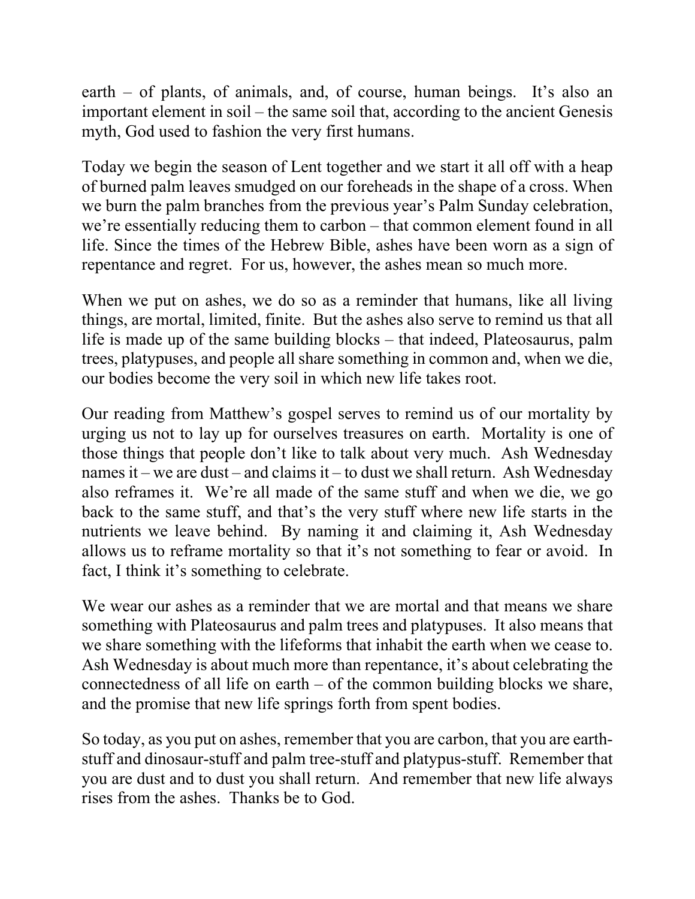earth – of plants, of animals, and, of course, human beings. It's also an important element in soil – the same soil that, according to the ancient Genesis myth, God used to fashion the very first humans.

Today we begin the season of Lent together and we start it all off with a heap of burned palm leaves smudged on our foreheads in the shape of a cross. When we burn the palm branches from the previous year's Palm Sunday celebration, we're essentially reducing them to carbon – that common element found in all life. Since the times of the Hebrew Bible, ashes have been worn as a sign of repentance and regret. For us, however, the ashes mean so much more.

When we put on ashes, we do so as a reminder that humans, like all living things, are mortal, limited, finite. But the ashes also serve to remind us that all life is made up of the same building blocks – that indeed, Plateosaurus, palm trees, platypuses, and people all share something in common and, when we die, our bodies become the very soil in which new life takes root.

Our reading from Matthew's gospel serves to remind us of our mortality by urging us not to lay up for ourselves treasures on earth. Mortality is one of those things that people don't like to talk about very much. Ash Wednesday names it – we are dust – and claims it – to dust we shall return. Ash Wednesday also reframes it. We're all made of the same stuff and when we die, we go back to the same stuff, and that's the very stuff where new life starts in the nutrients we leave behind. By naming it and claiming it, Ash Wednesday allows us to reframe mortality so that it's not something to fear or avoid. In fact, I think it's something to celebrate.

We wear our ashes as a reminder that we are mortal and that means we share something with Plateosaurus and palm trees and platypuses. It also means that we share something with the lifeforms that inhabit the earth when we cease to. Ash Wednesday is about much more than repentance, it's about celebrating the connectedness of all life on earth – of the common building blocks we share, and the promise that new life springs forth from spent bodies.

So today, as you put on ashes, remember that you are carbon, that you are earth-stuff and dinosaur-stuff and palm tree-stuff and platypus-stuff. Remember that you are dust and to dust you shall return. And remember that new life always rises from the ashes. Thanks be to God.